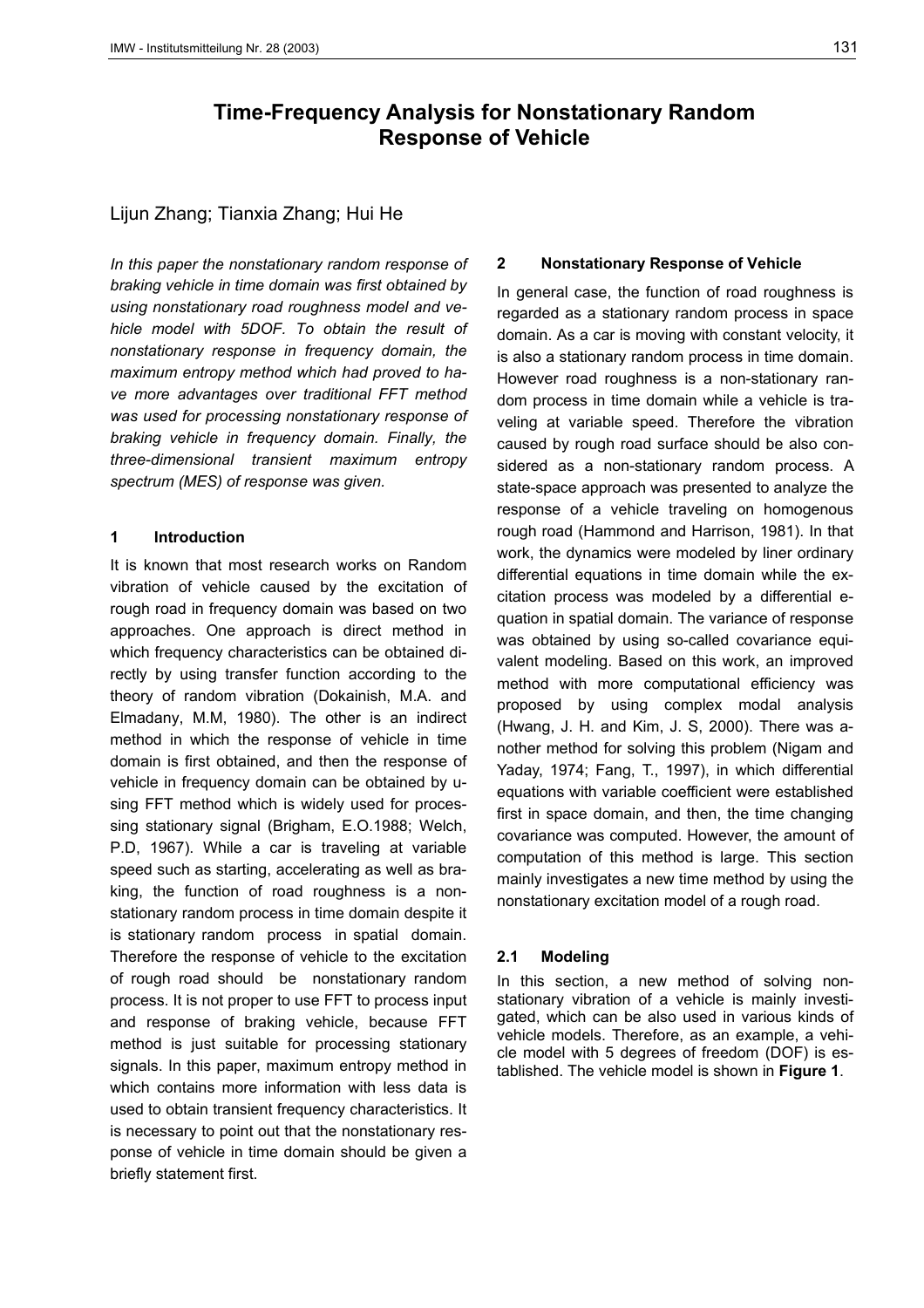# Time-Frequency Analysis for Nonstationary Random Response of Vehicle

Lijun Zhang; Tianxia Zhang; Hui He

*In this paper the nonstationary random response of braking vehicle in time domain was first obtained by using nonstationary road roughness model and vehicle model with 5DOF. To obtain the result of nonstationary response in frequency domain, the maximum entropy method which had proved to have more advantages over traditional FFT method was used for processing nonstationary response of braking vehicle in frequency domain. Finally, the three-dimensional transient maximum entropy spectrum (MES) of response was given.*

## 1 Introduction

It is known that most research works on Random vibration of vehicle caused by the excitation of rough road in frequency domain was based on two approaches. One approach is direct method in which frequency characteristics can be obtained directly by using transfer function according to the theory of random vibration (Dokainish, M.A. and Elmadany, M.M, 1980). The other is an indirect method in which the response of vehicle in time domain is first obtained, and then the response of vehicle in frequency domain can be obtained by using FFT method which is widely used for processing stationary signal (Brigham, E.O.1988; Welch, P.D, 1967). While a car is traveling at variable speed such as starting, accelerating as well as braking, the function of road roughness is a nonstationary random process in time domain despite it is stationary random process in spatial domain. Therefore the response of vehicle to the excitation of rough road should be nonstationary random process. It is not proper to use FFT to process input and response of braking vehicle, because FFT method is just suitable for processing stationary signals. In this paper, maximum entropy method in which contains more information with less data is used to obtain transient frequency characteristics. It is necessary to point out that the nonstationary response of vehicle in time domain should be given a briefly statement first.

## 2 Nonstationary Response of Vehicle

In general case, the function of road roughness is regarded as a stationary random process in space domain. As a car is moving with constant velocity, it is also a stationary random process in time domain. However road roughness is a non-stationary random process in time domain while a vehicle is traveling at variable speed. Therefore the vibration caused by rough road surface should be also considered as a non-stationary random process. A state-space approach was presented to analyze the response of a vehicle traveling on homogenous rough road (Hammond and Harrison, 1981). In that work, the dynamics were modeled by liner ordinary differential equations in time domain while the excitation process was modeled by a differential equation in spatial domain. The variance of response was obtained by using so-called covariance equivalent modeling. Based on this work, an improved method with more computational efficiency was proposed by using complex modal analysis (Hwang, J. H. and Kim, J. S, 2000). There was another method for solving this problem (Nigam and Yaday, 1974; Fang, T., 1997), in which differential equations with variable coefficient were established first in space domain, and then, the time changing covariance was computed. However, the amount of computation of this method is large. This section mainly investigates a new time method by using the nonstationary excitation model of a rough road.

### 2.1 Modeling

In this section, a new method of solving nonstationary vibration of a vehicle is mainly investigated, which can be also used in various kinds of vehicle models. Therefore, as an example, a vehicle model with 5 degrees of freedom (DOF) is established. The vehicle model is shown in **Figure 1**.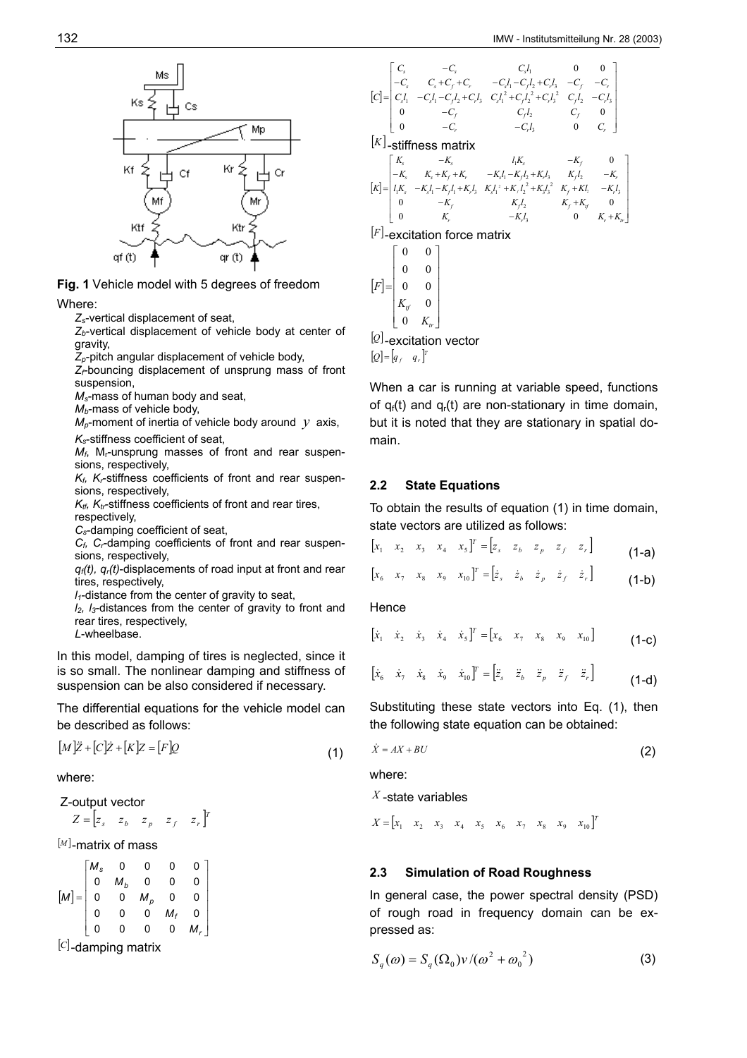**Fig. 1** Vehicle model with 5 degrees of freedom

Where:

- $Z_s$-vertical displacement of seat,
- $Z_b$-vertical displacement of vehicle body at center of gravity,
- $Z_p$-pitch angular displacement of vehicle body,
- $Z_f$-bouncing displacement of unsprung mass of front suspension,
- $M_s$-mass of human body and seat,
- $M_b$-mass of vehicle body,
- $M_p$-moment of inertia of vehicle body around $y$ axis,
- $K_s$-stiffness coefficient of seat,
- $M_f$, $M_r$-unsprung masses of front and rear suspensions, respectively,
- $K_f$, $K_r$-stiffness coefficients of front and rear suspensions, respectively,
- $K_{tf}$, $K_{tr}$-stiffness coefficients of front and rear tires, respectively,
- $C_s$-damping coefficient of seat,
- $C_f$, $C_r$-damping coefficients of front and rear suspensions, respectively,
- $q_f(t)$, $q_r(t)$-displacements of road input at front and rear tires, respectively,
- $l_1$-distance from the center of gravity to seat,
- $l_2$, $l_3$-distances from the center of gravity to front and rear tires, respectively,
- $L$-wheelbase.

In this model, damping of tires is neglected, since it is so small. The nonlinear damping and stiffness of suspension can be also considered if necessary.

The differential equations for the vehicle model can be described as follows:

$$[M]\ddot{Z}+[C]\dot{Z}+[K]Z=[F]Q \tag{1}$$

where:

Z-output vector

$$Z=\begin{bmatrix} z_s & z_b & z_p & z_f & z_r \end{bmatrix}^T$$

$[M]$-matrix of mass

$$[M]=\begin{bmatrix} M_s & 0 & 0 & 0 & 0 \\ 0 & M_b & 0 & 0 & 0 \\ 0 & 0 & M_p & 0 & 0 \\ 0 & 0 & 0 & M_f & 0 \\ 0 & 0 & 0 & 0 & M_r \end{bmatrix}$$

$[C]$-damping matrix

$$[C]=\begin{bmatrix} C_s & -C_s & C_s l_1 & 0 & 0 \\ -C_s & C_s+C_f+C_r & -C_s l_1-C_f l_2+C_r l_3 & -C_f & -C_r \\ C_s l_1 & -C_s l_1-C_f l_2+C_r l_3 & C_s l_1^2+C_f l_2^2+C_r l_3^2 & C_f l_2 & -C_r l_3 \\ 0 & -C_f & C_f l_2 & C_f & 0 \\ 0 & -C_r & -C_r l_3 & 0 & C_r \end{bmatrix}$$

$[K]$-stiffness matrix

$$[K]=\begin{bmatrix} K_s & -K_s & l_1 K_s & -K_f & 0 \\ -K_s & K_s+K_f+K_r & -K_s l_1-K_f l_2+K_r l_3 & K_f l_2 & -K_r \\ l_1 K_s & -K_s l_1-K_f l_1+K_r l_3 & K_s l_1^2+K_f l_2^2+K_3 l_3^2 & K_f+K l_2 & -K_r l_3 \\ 0 & -K_f & K_f l_2 & K_f+K_{tf} & 0 \\ 0 & K_r & -K_r l_3 & 0 & K_r+K_{tr} \end{bmatrix}$$

$[F]$-excitation force matrix

$$[F]=\begin{bmatrix} 0 & 0 \\ 0 & 0 \\ 0 & 0 \\ K_{tf} & 0 \\ 0 & K_{tr} \end{bmatrix}$$

$[Q]$-excitation vector

$$[Q]=\begin{bmatrix} q_f & q_r \end{bmatrix}^T$$

When a car is running at variable speed, functions of $q_f(t)$ and $q_r(t)$ are non-stationary in time domain, but it is noted that they are stationary in spatial domain.

## 2.2 State Equations

To obtain the results of equation (1) in time domain, state vectors are utilized as follows:

$$\begin{bmatrix} x_1 & x_2 & x_3 & x_4 & x_5 \end{bmatrix}^T=\begin{bmatrix} z_s & z_b & z_p & z_f & z_r \end{bmatrix} \tag{1-a}$$

$$\begin{bmatrix} x_6 & x_7 & x_8 & x_9 & x_{10} \end{bmatrix}^T=\begin{bmatrix} \dot{z}_s & \dot{z}_b & \dot{z}_p & \dot{z}_f & \dot{z}_r \end{bmatrix} \tag{1-b}$$

Hence

$$\begin{bmatrix} \dot{x}_1 & \dot{x}_2 & \dot{x}_3 & \dot{x}_4 & \dot{x}_5 \end{bmatrix}^T=\begin{bmatrix} x_6 & x_7 & x_8 & x_9 & x_{10} \end{bmatrix} \tag{1-c}$$

$$\begin{bmatrix} \dot{x}_6 & \dot{x}_7 & \dot{x}_8 & \dot{x}_9 & \dot{x}_{10} \end{bmatrix}^T=\begin{bmatrix} \ddot{z}_s & \ddot{z}_b & \ddot{z}_p & \ddot{z}_f & \ddot{z}_r \end{bmatrix} \tag{1-d}$$

Substituting these state vectors into Eq. (1), then the following state equation can be obtained:

$$\dot{X}=AX+BU \tag{2}$$

where:

$X$-state variables

$$X=\begin{bmatrix} x_1 & x_2 & x_3 & x_4 & x_5 & x_6 & x_7 & x_8 & x_9 & x_{10} \end{bmatrix}^T$$

## 2.3 Simulation of Road Roughness

In general case, the power spectral density (PSD) of rough road in frequency domain can be expressed as:

$$S_q(\omega)=S_q(\Omega_0)v/(\omega^2+\omega_0^{\;2}) \tag{3}$$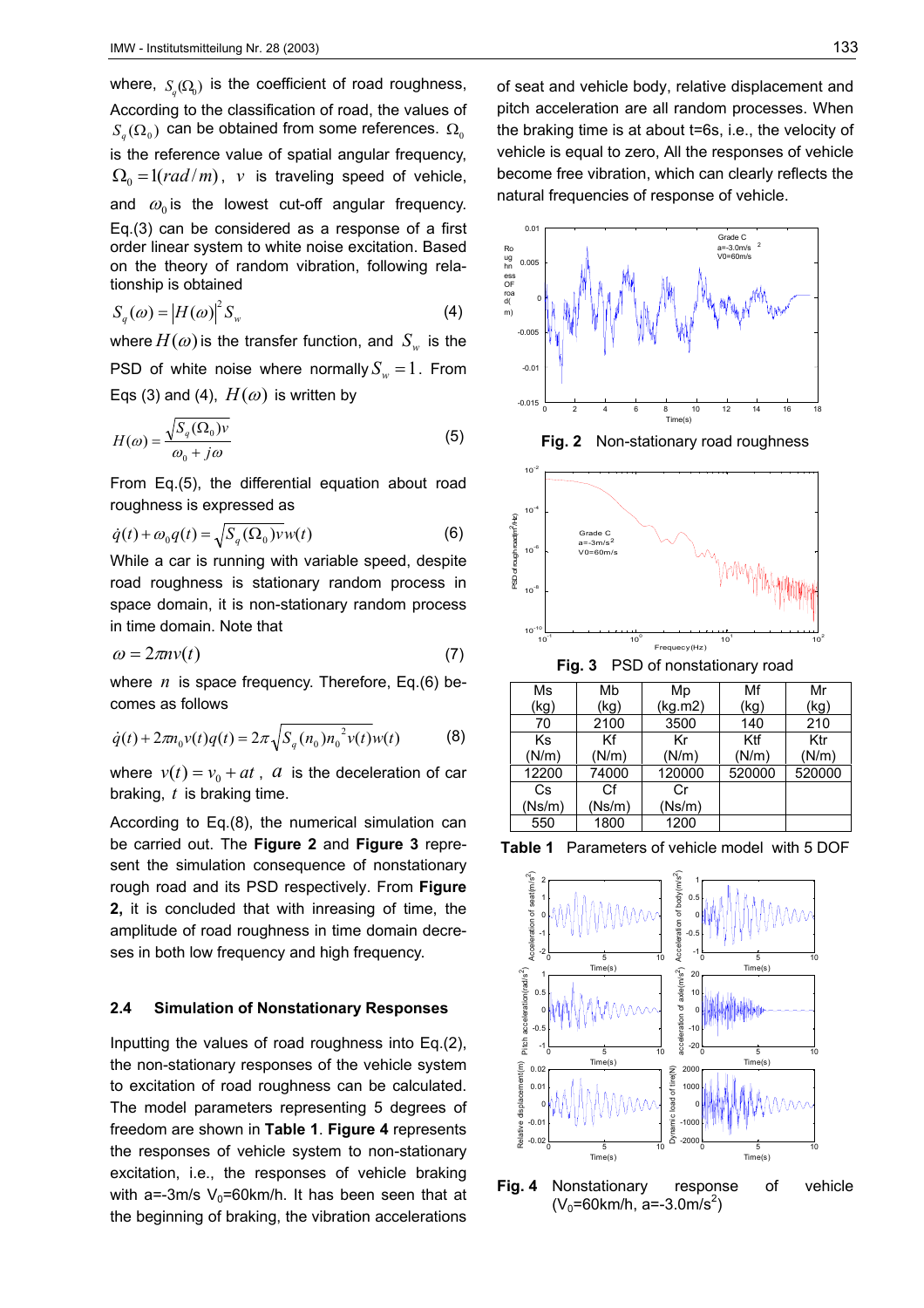where, $S_q(\Omega_0)$ is the coefficient of road roughness, According to the classification of road, the values of $S_q(\Omega_0)$ can be obtained from some references. $\Omega_0$ is the reference value of spatial angular frequency, $\Omega_0 = 1(rad/m)$, $v$ is traveling speed of vehicle, and $\omega_0$ is the lowest cut-off angular frequency. Eq.(3) can be considered as a response of a first order linear system to white noise excitation. Based on the theory of random vibration, following relationship is obtained

$$S_q(\omega) = |H(\omega)|^2 S_w \tag{4}$$

where $H(\omega)$ is the transfer function, and $S_w$ is the PSD of white noise where normally $S_w = 1$. From Eqs (3) and (4), $H(\omega)$ is written by

$$H(\omega) = \frac{\sqrt{S_q(\Omega_0)v}}{\omega_0 + j\omega} \tag{5}$$

From Eq.(5), the differential equation about road roughness is expressed as

$$\dot{q}(t) + \omega_0 q(t) = \sqrt{S_q(\Omega_0)v}\,w(t) \tag{6}$$

While a car is running with variable speed, despite road roughness is stationary random process in space domain, it is non-stationary random process in time domain. Note that

$$\omega = 2\pi n v(t) \tag{7}$$

where $n$ is space frequency. Therefore, Eq.(6) becomes as follows

$$\dot{q}(t) + 2\pi n_0 v(t) q(t) = 2\pi\sqrt{S_q(n_0) n_0^{\,2} v(t)}\,w(t) \tag{8}$$

where $v(t) = v_0 + at$, $a$ is the deceleration of car braking, $t$ is braking time.

According to Eq.(8), the numerical simulation can be carried out. The **Figure 2** and **Figure 3** represent the simulation consequence of nonstationary rough road and its PSD respectively. From **Figure 2,** it is concluded that with inreasing of time, the amplitude of road roughness in time domain decreses in both low frequency and high frequency.

### 2.4 Simulation of Nonstationary Responses

Inputting the values of road roughness into Eq.(2), the non-stationary responses of the vehicle system to excitation of road roughness can be calculated. The model parameters representing 5 degrees of freedom are shown in **Table 1**. **Figure 4** represents the responses of vehicle system to non-stationary excitation, i.e., the responses of vehicle braking with a=-3m/s $V_0$=60km/h. It has been seen that at the beginning of braking, the vibration accelerations of seat and vehicle body, relative displacement and pitch acceleration are all random processes. When the braking time is at about t=6s, i.e., the velocity of vehicle is equal to zero, All the responses of vehicle become free vibration, which can clearly reflects the natural frequencies of response of vehicle.

**Fig. 2** Non-stationary road roughness

**Fig. 3** PSD of nonstationary road

| Ms (kg) | Mb (kg) | Mp (kg.m2) | Mf (kg) | Mr (kg) |
|---|---|---|---|---|
| 70 | 2100 | 3500 | 140 | 210 |
| Ks (N/m) | Kf (N/m) | Kr (N/m) | Ktf (N/m) | Ktr (N/m) |
| 12200 | 74000 | 120000 | 520000 | 520000 |
| Cs (Ns/m) | Cf (Ns/m) | Cr (Ns/m) | | |
| 550 | 1800 | 1200 | | |

**Table 1** Parameters of vehicle model with 5 DOF

**Fig. 4** Nonstationary response of vehicle ($V_0$=60km/h, a=-3.0m/s$^2$)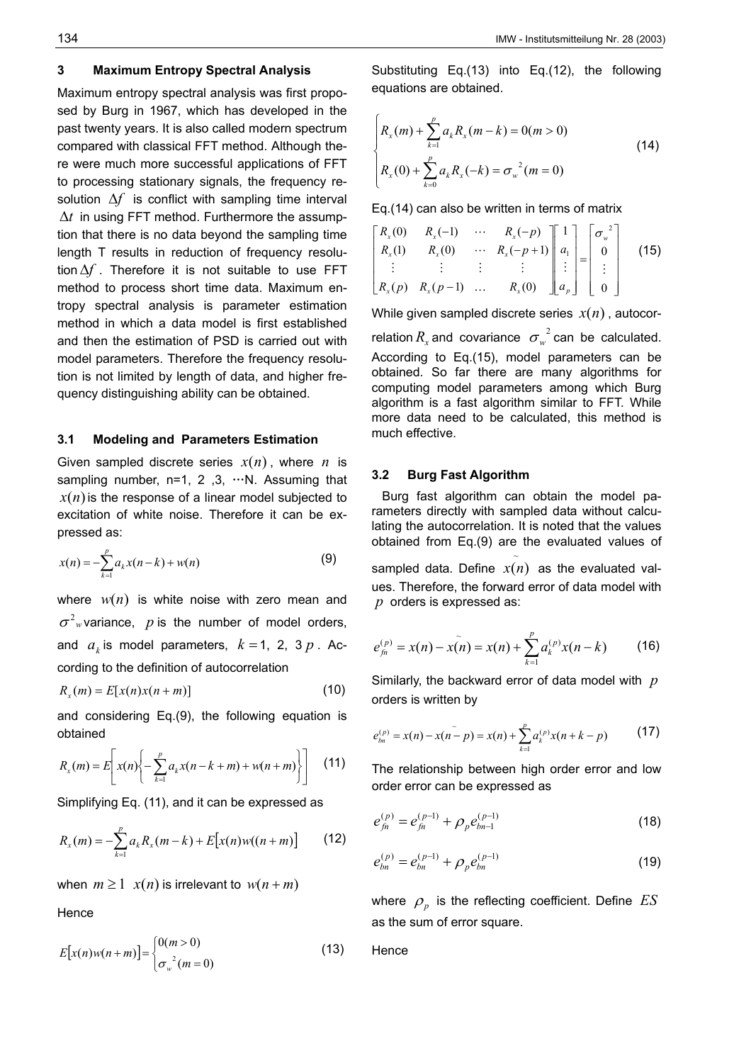## 3 Maximum Entropy Spectral Analysis

Maximum entropy spectral analysis was first proposed by Burg in 1967, which has developed in the past twenty years. It is also called modern spectrum compared with classical FFT method. Although there were much more successful applications of FFT to processing stationary signals, the frequency resolution $\Delta f$ is conflict with sampling time interval $\Delta t$ in using FFT method. Furthermore the assumption that there is no data beyond the sampling time length T results in reduction of frequency resolution $\Delta f$. Therefore it is not suitable to use FFT method to process short time data. Maximum entropy spectral analysis is parameter estimation method in which a data model is first established and then the estimation of PSD is carried out with model parameters. Therefore the frequency resolution is not limited by length of data, and higher frequency distinguishing ability can be obtained.

### 3.1 Modeling and Parameters Estimation

Given sampled discrete series $x(n)$, where $n$ is sampling number, n=1, 2 ,3, ⋯N. Assuming that $x(n)$ is the response of a linear model subjected to excitation of white noise. Therefore it can be expressed as:

$$x(n) = -\sum_{k=1}^{p} a_k x(n-k) + w(n) \tag{9}$$

where $w(n)$ is white noise with zero mean and $\sigma^2{}_w$ variance, $p$ is the number of model orders, and $a_k$ is model parameters, $k = 1,\ 2,\ 3\ p$. According to the definition of autocorrelation

$$R_x(m) = E[x(n)x(n+m)] \tag{10}$$

and considering Eq.(9), the following equation is obtained

$$R_x(m) = E\left[x(n)\left\{-\sum_{k=1}^{p} a_k x(n-k+m) + w(n+m)\right\}\right] \tag{11}$$

Simplifying Eq. (11), and it can be expressed as

$$R_x(m) = -\sum_{k=1}^{p} a_k R_x(m-k) + E[x(n)w((n+m)] \tag{12}$$

when $m \geq 1$ $x(n)$ is irrelevant to $w(n+m)$

Hence

$$E[x(n)w(n+m)] = \begin{cases} 0(m>0) \\ \sigma_w{}^2(m=0) \end{cases} \tag{13}$$

Substituting Eq.(13) into Eq.(12), the following equations are obtained.

$$\begin{cases} R_x(m) + \sum_{k=1}^{p} a_k R_x(m-k) = 0(m>0) \\ R_x(0) + \sum_{k=0}^{p} a_k R_x(-k) = \sigma_w{}^2(m=0) \end{cases} \tag{14}$$

Eq.(14) can also be written in terms of matrix

$$\begin{bmatrix} R_x(0) & R_x(-1) & \cdots & R_x(-p) \\ R_x(1) & R_x(0) & \cdots & R_x(-p+1) \\ \vdots & \vdots & \vdots & \vdots \\ R_x(p) & R_x(p-1) & \ldots & R_x(0) \end{bmatrix} \begin{bmatrix} 1 \\ a_1 \\ \vdots \\ a_p \end{bmatrix} = \begin{bmatrix} \sigma_w{}^2 \\ 0 \\ \vdots \\ 0 \end{bmatrix} \tag{15}$$

While given sampled discrete series $x(n)$, autocorrelation $R_x$ and covariance $\sigma_w{}^2$ can be calculated. According to Eq.(15), model parameters can be obtained. So far there are many algorithms for computing model parameters among which Burg algorithm is a fast algorithm similar to FFT. While more data need to be calculated, this method is much effective.

### 3.2 Burg Fast Algorithm

Burg fast algorithm can obtain the model parameters directly with sampled data without calculating the autocorrelation. It is noted that the values obtained from Eq.(9) are the evaluated values of sampled data. Define $\tilde{x(n)}$ as the evaluated values. Therefore, the forward error of data model with $p$ orders is expressed as:

$$e_{fn}^{(p)} = x(n) - \tilde{x(n)} = x(n) + \sum_{k=1}^{p} a_k^{(p)} x(n-k) \tag{16}$$

Similarly, the backward error of data model with $p$ orders is written by

$$e_{bn}^{(p)} = x(n) - \bar{x(n-p)} = x(n) + \sum_{k=1}^{p} a_k^{(p)} x(n+k-p) \tag{17}$$

The relationship between high order error and low order error can be expressed as

$$e_{fn}^{(p)} = e_{fn}^{(p-1)} + \rho_p e_{bn-1}^{(p-1)} \tag{18}$$

$$e_{bn}^{(p)} = e_{bn}^{(p-1)} + \rho_p e_{bn}^{(p-1)} \tag{19}$$

where $\rho_p$ is the reflecting coefficient. Define $ES$ as the sum of error square.

Hence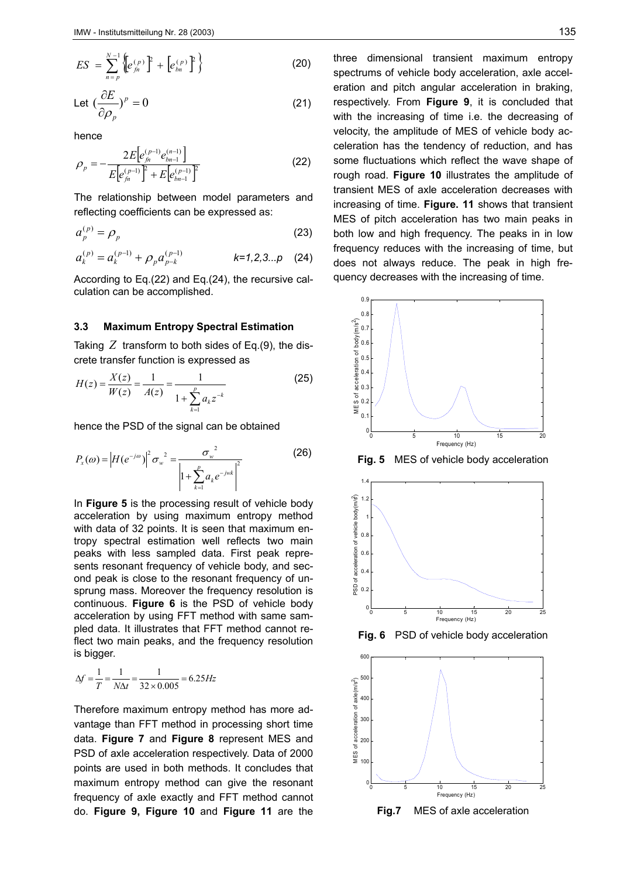$$ES = \sum_{n=p}^{N-1} \left\{ \left[e_{fn}^{(p)}\right]^2 + \left[e_{bn}^{(p)}\right]^2 \right\} \tag{20}$$

Let $$(\frac{\partial E}{\partial \rho_p})^p = 0 \tag{21}$$

hence

$$\rho_p = -\frac{2E\left[e_{fn}^{(p-1)} e_{bn-1}^{(n-1)}\right]}{E\left[e_{fn}^{(p-1)}\right]^2 + E\left[e_{bn-1}^{(p-1)}\right]^2} \tag{22}$$

The relationship between model parameters and reflecting coefficients can be expressed as:

$$a_p^{(p)} = \rho_p \tag{23}$$

$$a_k^{(p)} = a_k^{(p-1)} + \rho_p a_{p-k}^{(p-1)} \qquad k=1,2,3...p \tag{24}$$

According to Eq.(22) and Eq.(24), the recursive calculation can be accomplished.

### 3.3 Maximum Entropy Spectral Estimation

Taking $Z$ transform to both sides of Eq.(9), the discrete transfer function is expressed as

$$H(z) = \frac{X(z)}{W(z)} = \frac{1}{A(z)} = \frac{1}{1 + \sum_{k=1}^{p} a_k z^{-k}} \tag{25}$$

hence the PSD of the signal can be obtained

$$P_x(\omega) = \left|H(e^{-j\omega})\right|^2 \sigma_w^{\ 2} = \frac{\sigma_w^{\ 2}}{\left|1 + \sum_{k=1}^{p} a_k e^{-j\omega k}\right|^2} \tag{26}$$

In **Figure 5** is the processing result of vehicle body acceleration by using maximum entropy method with data of 32 points. It is seen that maximum entropy spectral estimation well reflects two main peaks with less sampled data. First peak represents resonant frequency of vehicle body, and second peak is close to the resonant frequency of unsprung mass. Moreover the frequency resolution is continuous. **Figure 6** is the PSD of vehicle body acceleration by using FFT method with same sampled data. It illustrates that FFT method cannot reflect two main peaks, and the frequency resolution is bigger.

$$\Delta f = \frac{1}{T} = \frac{1}{N\Delta t} = \frac{1}{32 \times 0.005} = 6.25Hz$$

Therefore maximum entropy method has more advantage than FFT method in processing short time data. **Figure 7** and **Figure 8** represent MES and PSD of axle acceleration respectively. Data of 2000 points are used in both methods. It concludes that maximum entropy method can give the resonant frequency of axle exactly and FFT method cannot do. **Figure 9, Figure 10** and **Figure 11** are the three dimensional transient maximum entropy spectrums of vehicle body acceleration, axle acceleration and pitch angular acceleration in braking, respectively. From **Figure 9**, it is concluded that with the increasing of time i.e. the decreasing of velocity, the amplitude of MES of vehicle body acceleration has the tendency of reduction, and has some fluctuations which reflect the wave shape of rough road. **Figure 10** illustrates the amplitude of transient MES of axle acceleration decreases with increasing of time. **Figure. 11** shows that transient MES of pitch acceleration has two main peaks in both low and high frequency. The peaks in in low frequency reduces with the increasing of time, but does not always reduce. The peak in high frequency decreases with the increasing of time.

**Fig. 5** MES of vehicle body acceleration

**Fig. 6** PSD of vehicle body acceleration

**Fig.7** MES of axle acceleration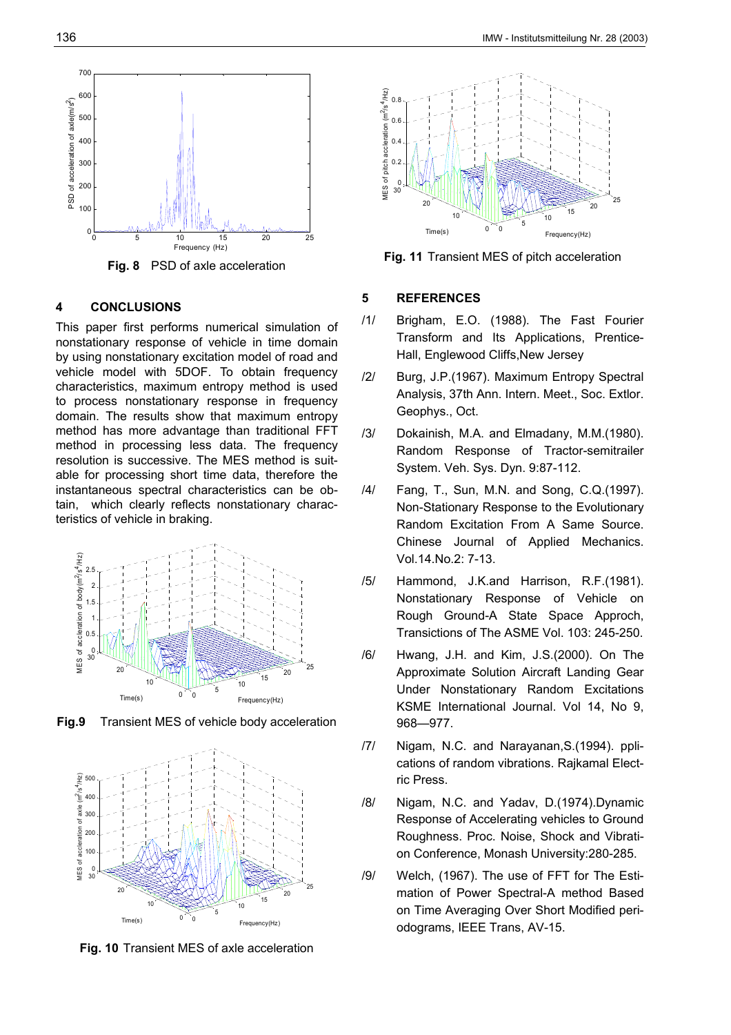PSD of acceleration of axle(m/s$^2$)

700
600
500
400
300
200
100
0

0 5 10 15 20 25

Frequency (Hz)

**Fig. 8** PSD of axle acceleration

## 4 CONCLUSIONS

This paper first performs numerical simulation of nonstationary response of vehicle in time domain by using nonstationary excitation model of road and vehicle model with 5DOF. To obtain frequency characteristics, maximum entropy method is used to process nonstationary response in frequency domain. The results show that maximum entropy method has more advantage than traditional FFT method in processing less data. The frequency resolution is successive. The MES method is suitable for processing short time data, therefore the instantaneous spectral characteristics can be obtain, which clearly reflects nonstationary characteristics of vehicle in braking.

MES of acceleration of body(m$^2$/s$^4$/Hz)

2.5
2
1.5
1
0.5
0

Time(s)

30 20 10 0

Frequency(Hz)

0 5 10 15 20 25

**Fig.9** Transient MES of vehicle body acceleration

MES of acceleration of axle (m$^2$/s$^4$/Hz)

500
400
300
200
100
0

Time(s)

30 20 10 0

Frequency(Hz)

0 5 10 15 20 25

**Fig. 10** Transient MES of axle acceleration

MES of pitch acceleration (m$^2$/s$^4$/Hz)

0.8
0.6
0.4
0.2
0

Time(s)

30 20 10 0

Frequency(Hz)

0 5 10 15 20 25

**Fig. 11** Transient MES of pitch acceleration

## 5 REFERENCES

/1/ Brigham, E.O. (1988). The Fast Fourier Transform and Its Applications, Prentice-Hall, Englewood Cliffs,New Jersey

/2/ Burg, J.P.(1967). Maximum Entropy Spectral Analysis, 37th Ann. Intern. Meet., Soc. Extlor. Geophys., Oct.

/3/ Dokainish, M.A. and Elmadany, M.M.(1980). Random Response of Tractor-semitrailer System. Veh. Sys. Dyn. 9:87-112.

/4/ Fang, T., Sun, M.N. and Song, C.Q.(1997). Non-Stationary Response to the Evolutionary Random Excitation From A Same Source. Chinese Journal of Applied Mechanics. Vol.14.No.2: 7-13.

/5/ Hammond, J.K.and Harrison, R.F.(1981). Nonstationary Response of Vehicle on Rough Ground-A State Space Approch, Transictions of The ASME Vol. 103: 245-250.

/6/ Hwang, J.H. and Kim, J.S.(2000). On The Approximate Solution Aircraft Landing Gear Under Nonstationary Random Excitations KSME International Journal. Vol 14, No 9, 968—977.

/7/ Nigam, N.C. and Narayanan,S.(1994). pplications of random vibrations. Rajkamal Electric Press.

/8/ Nigam, N.C. and Yadav, D.(1974).Dynamic Response of Accelerating vehicles to Ground Roughness. Proc. Noise, Shock and Vibration Conference, Monash University:280-285.

/9/ Welch, (1967). The use of FFT for The Estimation of Power Spectral-A method Based on Time Averaging Over Short Modified periodograms, IEEE Trans, AV-15.